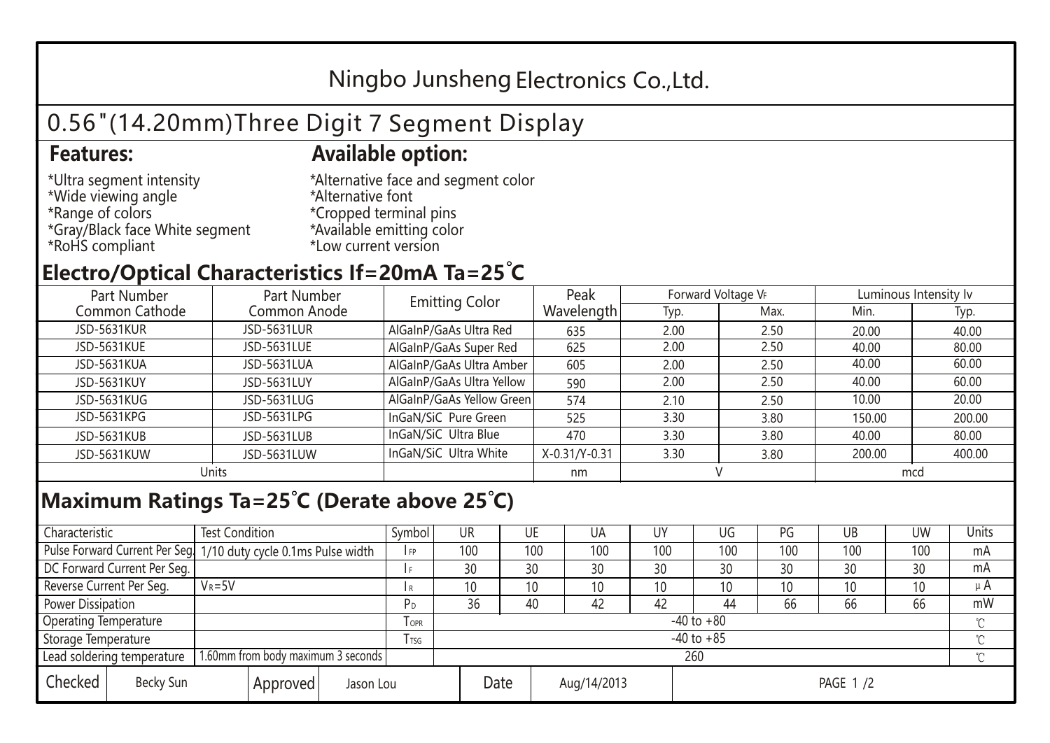# Ningbo Junsheng Electronics Co.,Ltd.

## 0.56"(14.20mm)Three Digit 7 Segment Display

### Features:

*Ultra segment intensity
*Wide viewing angle
*Range of colors
*Gray/Black face White segment
*RoHS compliant

### Available option:

*Alternative face and segment color
*Alternative font
*Cropped terminal pins
*Available emitting color
*Low current version

## Electro/Optical Characteristics If=20mA Ta=25˚C

| Part Number Common Cathode | Part Number Common Anode | Emitting Color | Peak Wavelength | Forward Voltage $V_F$ | | Luminous Intensity Iv | |
|---|---|---|---|---|---|---|---|
| | | | | Typ. | Max. | Min. | Typ. |
| JSD-5631KUR | JSD-5631LUR | AlGaInP/GaAs Ultra Red | 635 | 2.00 | 2.50 | 20.00 | 40.00 |
| JSD-5631KUE | JSD-5631LUE | AlGaInP/GaAs Super Red | 625 | 2.00 | 2.50 | 40.00 | 80.00 |
| JSD-5631KUA | JSD-5631LUA | AlGaInP/GaAs Ultra Amber | 605 | 2.00 | 2.50 | 40.00 | 60.00 |
| JSD-5631KUY | JSD-5631LUY | AlGaInP/GaAs Ultra Yellow | 590 | 2.00 | 2.50 | 40.00 | 60.00 |
| JSD-5631KUG | JSD-5631LUG | AlGaInP/GaAs Yellow Green | 574 | 2.10 | 2.50 | 10.00 | 20.00 |
| JSD-5631KPG | JSD-5631LPG | InGaN/SiC Pure Green | 525 | 3.30 | 3.80 | 150.00 | 200.00 |
| JSD-5631KUB | JSD-5631LUB | InGaN/SiC Ultra Blue | 470 | 3.30 | 3.80 | 40.00 | 80.00 |
| JSD-5631KUW | JSD-5631LUW | InGaN/SiC Ultra White | X-0.31/Y-0.31 | 3.30 | 3.80 | 200.00 | 400.00 |
| Units | | | nm | V | | mcd | |

## Maximum Ratings Ta=25℃ (Derate above 25℃)

| Characteristic | Test Condition | Symbol | UR | UE | UA | UY | UG | PG | UB | UW | Units |
|---|---|---|---|---|---|---|---|---|---|---|---|
| Pulse Forward Current Per Seg. | 1/10 duty cycle 0.1ms Pulse width | $I_{FP}$ | 100 | 100 | 100 | 100 | 100 | 100 | 100 | 100 | mA |
| DC Forward Current Per Seg. | | $I_F$ | 30 | 30 | 30 | 30 | 30 | 30 | 30 | 30 | mA |
| Reverse Current Per Seg. | $V_R$=5V | $I_R$ | 10 | 10 | 10 | 10 | 10 | 10 | 10 | 10 | μA |
| Power Dissipation | | $P_D$ | 36 | 40 | 42 | 42 | 44 | 66 | 66 | 66 | mW |
| Operating Temperature | | $T_{OPR}$ | -40 to +80 | | | | | | | | ℃ |
| Storage Temperature | | $T_{TSG}$ | -40 to +85 | | | | | | | | ℃ |
| Lead soldering temperature | 1.60mm from body maximum 3 seconds | | 260 | | | | | | | | ℃ |

| Checked | Becky Sun | Approved | Jason Lou | Date | Aug/14/2013 |
|---|---|---|---|---|---|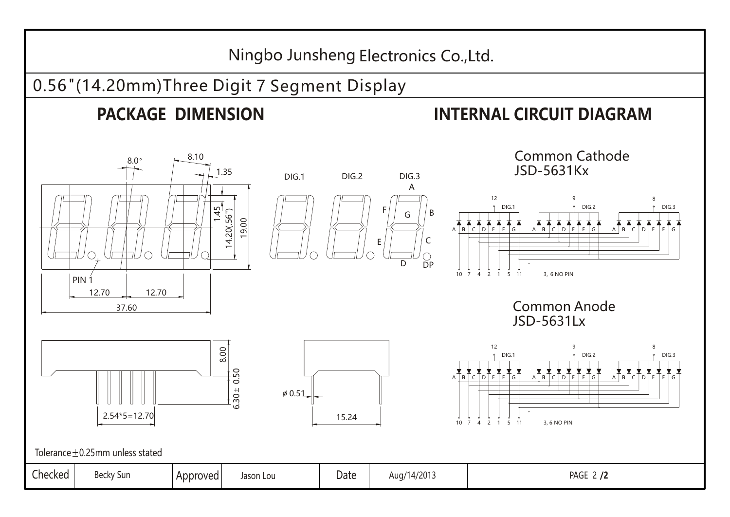Ningbo Junsheng Electronics Co.,Ltd.

## 0.56"(14.20mm)Three Digit 7 Segment Display

### PACKAGE DIMENSION

8.0°
8.10
1.35
1.45
14.20(.56")
19.00
PIN 1
12.70
12.70
37.60

DIG.1
DIG.2
DIG.3
A
B
C
D
E
F
G
DP

8.00
6.30± 0.50
2.54*5=12.70
ø 0.51
15.24

Tolerance ± 0.25mm unless stated

### INTERNAL CIRCUIT DIAGRAM

Common Cathode
JSD-5631Kx

12 DIG.1
9 DIG.2
8 DIG.3
A B C D E F G
A B C D E F G
A B C D E F G
10 7 4 2 1 5 11
3, 6 NO PIN

Common Anode
JSD-5631Lx

12 DIG.1
9 DIG.2
8 DIG.3
A B C D E F G
A B C D E F G
A B C D E F G
10 7 4 2 1 5 11
3, 6 NO PIN

| Checked | Becky Sun | Approved | Jason Lou | Date | Aug/14/2013 | PAGE 2 /2 |
| --- | --- | --- | --- | --- | --- | --- |